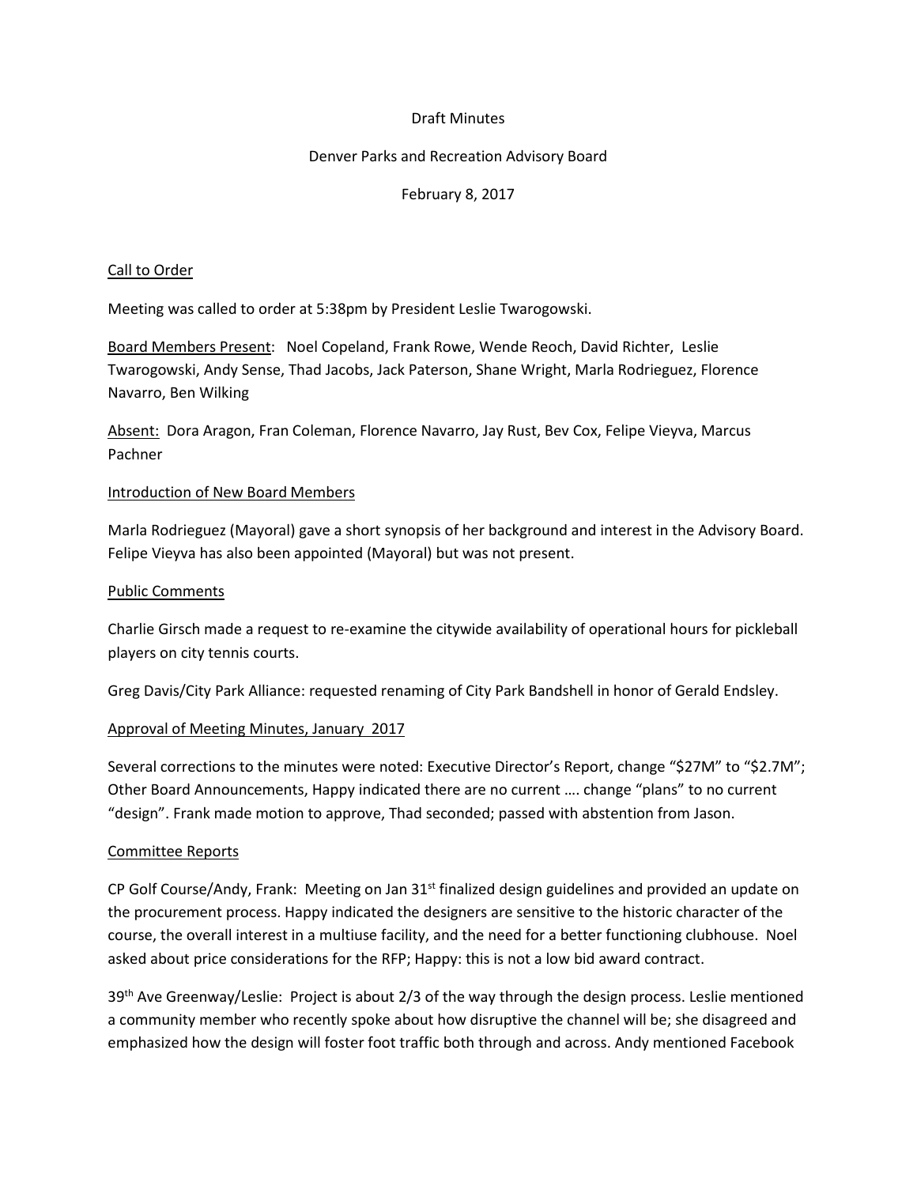Draft Minutes

Denver Parks and Recreation Advisory Board

February 8, 2017

Call to Order

Meeting was called to order at 5:38pm by President Leslie Twarogowski.

Board Members Present: Noel Copeland, Frank Rowe, Wende Reoch, David Richter, Leslie Twarogowski, Andy Sense, Thad Jacobs, Jack Paterson, Shane Wright, Marla Rodrieguez, Florence Navarro, Ben Wilking

Absent: Dora Aragon, Fran Coleman, Florence Navarro, Jay Rust, Bev Cox, Felipe Vieyva, Marcus Pachner

Introduction of New Board Members

Marla Rodrieguez (Mayoral) gave a short synopsis of her background and interest in the Advisory Board. Felipe Vieyva has also been appointed (Mayoral) but was not present.

Public Comments

Charlie Girsch made a request to re-examine the citywide availability of operational hours for pickleball players on city tennis courts.

Greg Davis/City Park Alliance: requested renaming of City Park Bandshell in honor of Gerald Endsley.

Approval of Meeting Minutes, January 2017

Several corrections to the minutes were noted: Executive Director's Report, change "$27M" to "$2.7M"; Other Board Announcements, Happy indicated there are no current …. change "plans" to no current "design". Frank made motion to approve, Thad seconded; passed with abstention from Jason.

Committee Reports

CP Golf Course/Andy, Frank: Meeting on Jan 31st finalized design guidelines and provided an update on the procurement process. Happy indicated the designers are sensitive to the historic character of the course, the overall interest in a multiuse facility, and the need for a better functioning clubhouse. Noel asked about price considerations for the RFP; Happy: this is not a low bid award contract.

39th Ave Greenway/Leslie: Project is about 2/3 of the way through the design process. Leslie mentioned a community member who recently spoke about how disruptive the channel will be; she disagreed and emphasized how the design will foster foot traffic both through and across. Andy mentioned Facebook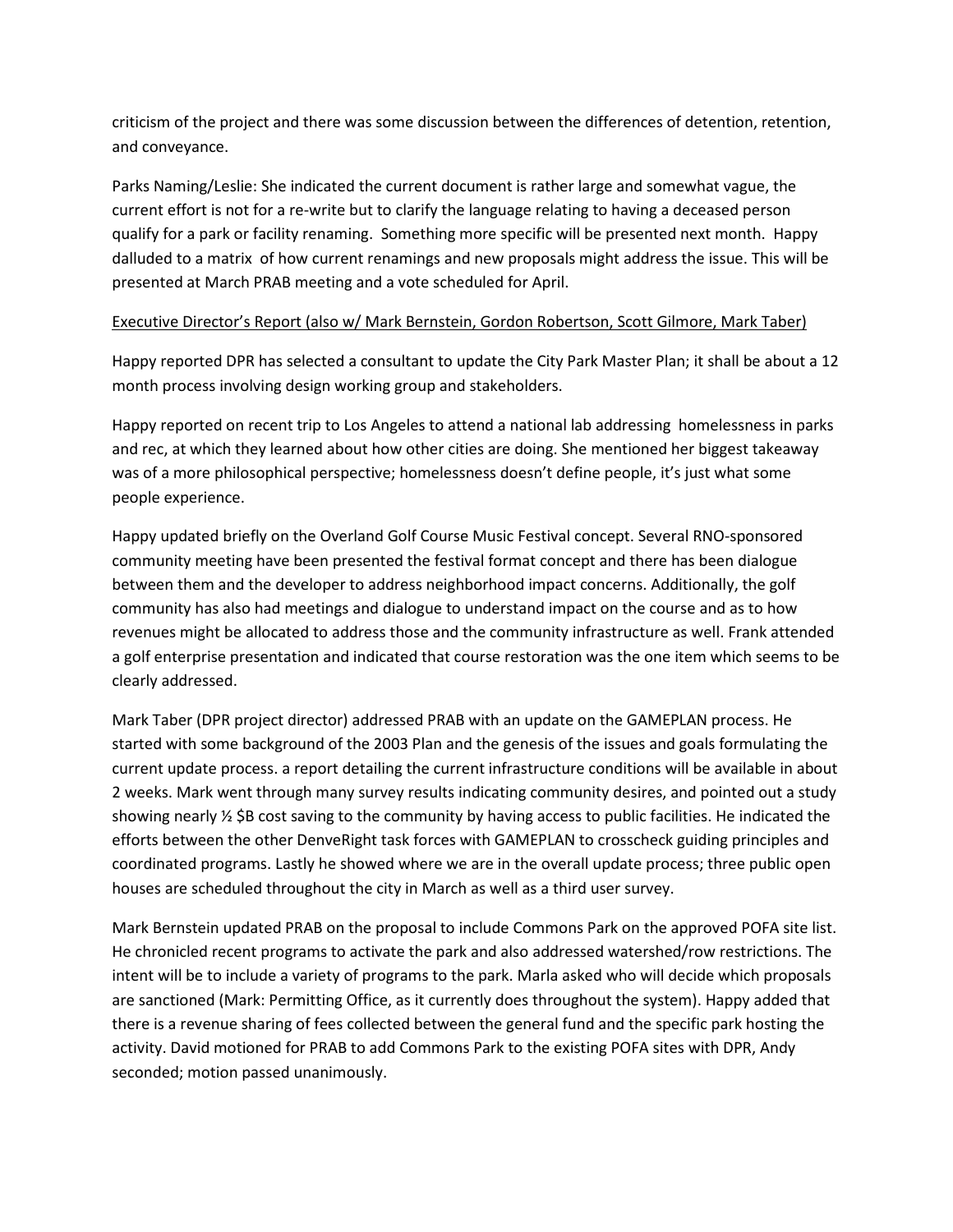criticism of the project and there was some discussion between the differences of detention, retention, and conveyance.

Parks Naming/Leslie: She indicated the current document is rather large and somewhat vague, the current effort is not for a re-write but to clarify the language relating to having a deceased person qualify for a park or facility renaming. Something more specific will be presented next month. Happy dalluded to a matrix of how current renamings and new proposals might address the issue. This will be presented at March PRAB meeting and a vote scheduled for April.

<u>Executive Director's Report (also w/ Mark Bernstein, Gordon Robertson, Scott Gilmore, Mark Taber)</u>

Happy reported DPR has selected a consultant to update the City Park Master Plan; it shall be about a 12 month process involving design working group and stakeholders.

Happy reported on recent trip to Los Angeles to attend a national lab addressing homelessness in parks and rec, at which they learned about how other cities are doing. She mentioned her biggest takeaway was of a more philosophical perspective; homelessness doesn't define people, it's just what some people experience.

Happy updated briefly on the Overland Golf Course Music Festival concept. Several RNO-sponsored community meeting have been presented the festival format concept and there has been dialogue between them and the developer to address neighborhood impact concerns. Additionally, the golf community has also had meetings and dialogue to understand impact on the course and as to how revenues might be allocated to address those and the community infrastructure as well. Frank attended a golf enterprise presentation and indicated that course restoration was the one item which seems to be clearly addressed.

Mark Taber (DPR project director) addressed PRAB with an update on the GAMEPLAN process. He started with some background of the 2003 Plan and the genesis of the issues and goals formulating the current update process. a report detailing the current infrastructure conditions will be available in about 2 weeks. Mark went through many survey results indicating community desires, and pointed out a study showing nearly ½ $B cost saving to the community by having access to public facilities. He indicated the efforts between the other DenveRight task forces with GAMEPLAN to crosscheck guiding principles and coordinated programs. Lastly he showed where we are in the overall update process; three public open houses are scheduled throughout the city in March as well as a third user survey.

Mark Bernstein updated PRAB on the proposal to include Commons Park on the approved POFA site list. He chronicled recent programs to activate the park and also addressed watershed/row restrictions. The intent will be to include a variety of programs to the park. Marla asked who will decide which proposals are sanctioned (Mark: Permitting Office, as it currently does throughout the system). Happy added that there is a revenue sharing of fees collected between the general fund and the specific park hosting the activity. David motioned for PRAB to add Commons Park to the existing POFA sites with DPR, Andy seconded; motion passed unanimously.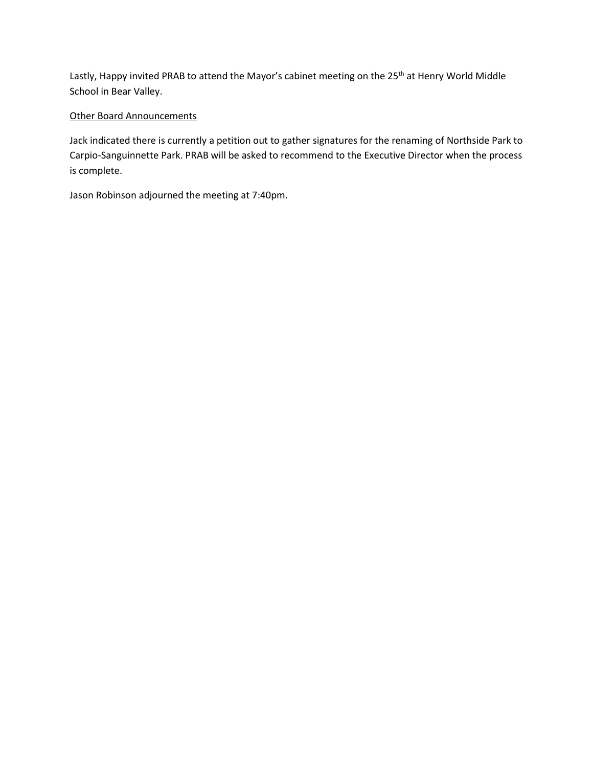Lastly, Happy invited PRAB to attend the Mayor's cabinet meeting on the 25th at Henry World Middle School in Bear Valley.

<u>Other Board Announcements</u>

Jack indicated there is currently a petition out to gather signatures for the renaming of Northside Park to Carpio-Sanguinnette Park. PRAB will be asked to recommend to the Executive Director when the process is complete.

Jason Robinson adjourned the meeting at 7:40pm.